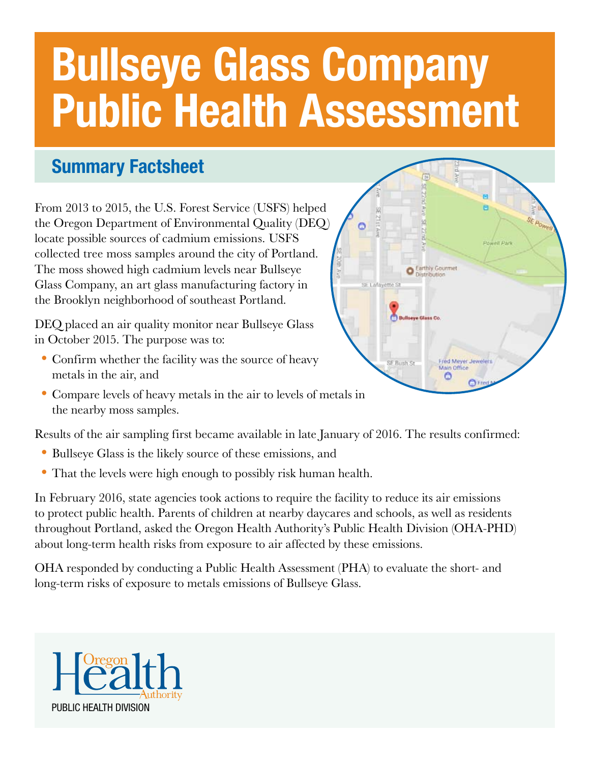# Bullseye Glass Company Public Health Assessment

## Summary Factsheet

From 2013 to 2015, the U.S. Forest Service (USFS) helped the Oregon Department of Environmental Quality (DEQ) locate possible sources of cadmium emissions. USFS collected tree moss samples around the city of Portland. The moss showed high cadmium levels near Bullseye Glass Company, an art glass manufacturing factory in the Brooklyn neighborhood of southeast Portland.

DEQ placed an air quality monitor near Bullseye Glass in October 2015. The purpose was to:

- Confirm whether the facility was the source of heavy metals in the air, and
- Compare levels of heavy metals in the air to levels of metals in the nearby moss samples.

Results of the air sampling first became available in late January of 2016. The results confirmed:

- Bullseye Glass is the likely source of these emissions, and
- That the levels were high enough to possibly risk human health.

In February 2016, state agencies took actions to require the facility to reduce its air emissions to protect public health. Parents of children at nearby daycares and schools, as well as residents throughout Portland, asked the Oregon Health Authority's Public Health Division (OHA-PHD) about long-term health risks from exposure to air affected by these emissions.

OHA responded by conducting a Public Health Assessment (PHA) to evaluate the short- and long-term risks of exposure to metals emissions of Bullseye Glass.

Oregon Health Authority
PUBLIC HEALTH DIVISION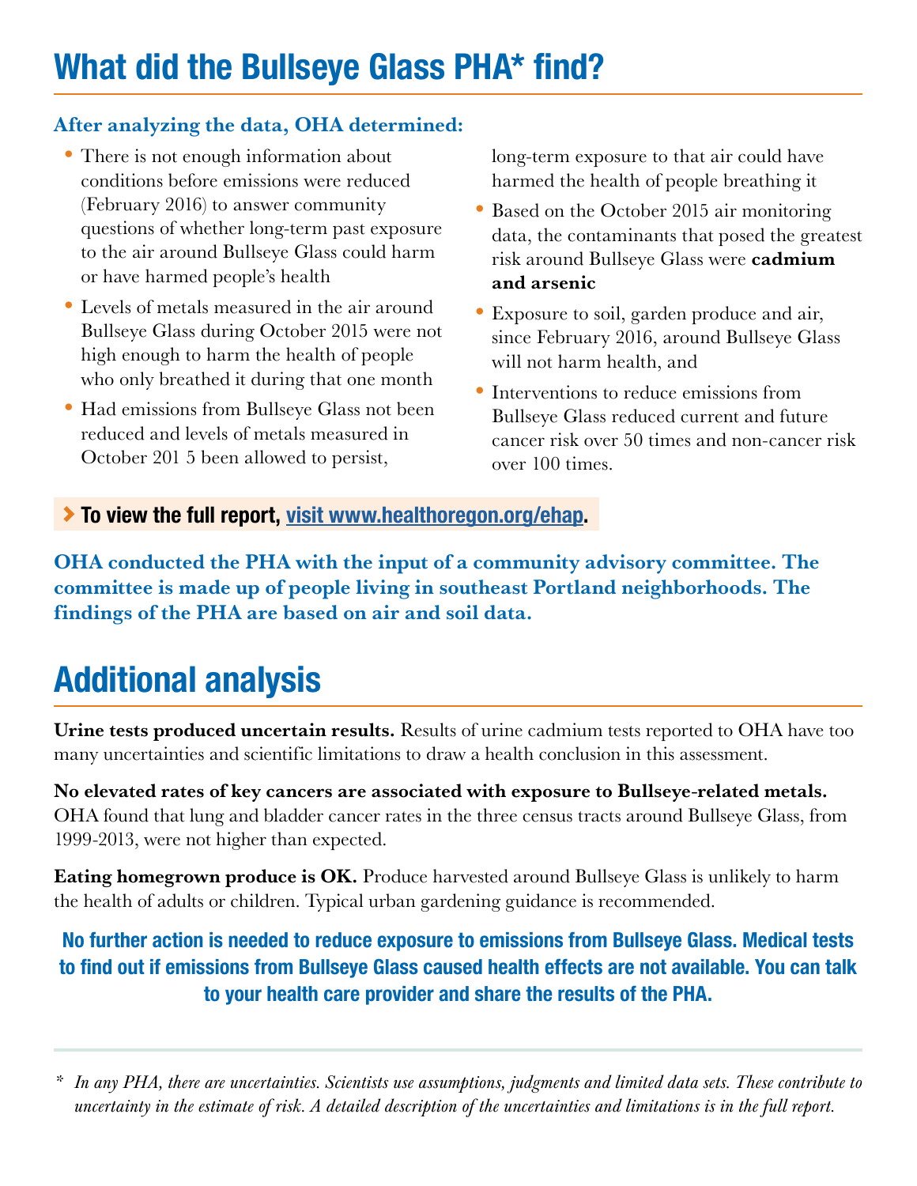## What did the Bullseye Glass PHA* find?

**After analyzing the data, OHA determined:**

- There is not enough information about conditions before emissions were reduced (February 2016) to answer community questions of whether long-term past exposure to the air around Bullseye Glass could harm or have harmed people's health
- Levels of metals measured in the air around Bullseye Glass during October 2015 were not high enough to harm the health of people who only breathed it during that one month
- Had emissions from Bullseye Glass not been reduced and levels of metals measured in October 201 5 been allowed to persist, long-term exposure to that air could have harmed the health of people breathing it
- Based on the October 2015 air monitoring data, the contaminants that posed the greatest risk around Bullseye Glass were **cadmium and arsenic**
- Exposure to soil, garden produce and air, since February 2016, around Bullseye Glass will not harm health, and
- Interventions to reduce emissions from Bullseye Glass reduced current and future cancer risk over 50 times and non-cancer risk over 100 times.

**› To view the full report, visit www.healthoregon.org/ehap.**

**OHA conducted the PHA with the input of a community advisory committee. The committee is made up of people living in southeast Portland neighborhoods. The findings of the PHA are based on air and soil data.**

## Additional analysis

**Urine tests produced uncertain results.** Results of urine cadmium tests reported to OHA have too many uncertainties and scientific limitations to draw a health conclusion in this assessment.

**No elevated rates of key cancers are associated with exposure to Bullseye-related metals.** OHA found that lung and bladder cancer rates in the three census tracts around Bullseye Glass, from 1999-2013, were not higher than expected.

**Eating homegrown produce is OK.** Produce harvested around Bullseye Glass is unlikely to harm the health of adults or children. Typical urban gardening guidance is recommended.

**No further action is needed to reduce exposure to emissions from Bullseye Glass. Medical tests to find out if emissions from Bullseye Glass caused health effects are not available. You can talk to your health care provider and share the results of the PHA.**

---

\* *In any PHA, there are uncertainties. Scientists use assumptions, judgments and limited data sets. These contribute to uncertainty in the estimate of risk. A detailed description of the uncertainties and limitations is in the full report.*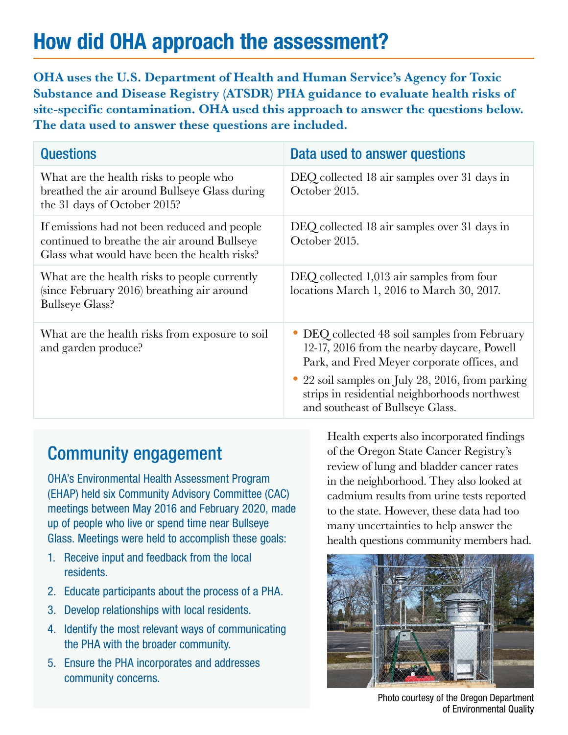# How did OHA approach the assessment?

**OHA uses the U.S. Department of Health and Human Service's Agency for Toxic Substance and Disease Registry (ATSDR) PHA guidance to evaluate health risks of site-specific contamination. OHA used this approach to answer the questions below. The data used to answer these questions are included.**

| Questions | Data used to answer questions |
| --- | --- |
| What are the health risks to people who breathed the air around Bullseye Glass during the 31 days of October 2015? | DEQ collected 18 air samples over 31 days in October 2015. |
| If emissions had not been reduced and people continued to breathe the air around Bullseye Glass what would have been the health risks? | DEQ collected 18 air samples over 31 days in October 2015. |
| What are the health risks to people currently (since February 2016) breathing air around Bullseye Glass? | DEQ collected 1,013 air samples from four locations March 1, 2016 to March 30, 2017. |
| What are the health risks from exposure to soil and garden produce? | • DEQ collected 48 soil samples from February 12-17, 2016 from the nearby daycare, Powell Park, and Fred Meyer corporate offices, and<br>• 22 soil samples on July 28, 2016, from parking strips in residential neighborhoods northwest and southeast of Bullseye Glass. |

## Community engagement

OHA's Environmental Health Assessment Program (EHAP) held six Community Advisory Committee (CAC) meetings between May 2016 and February 2020, made up of people who live or spend time near Bullseye Glass. Meetings were held to accomplish these goals:

1. Receive input and feedback from the local residents.
2. Educate participants about the process of a PHA.
3. Develop relationships with local residents.
4. Identify the most relevant ways of communicating the PHA with the broader community.
5. Ensure the PHA incorporates and addresses community concerns.

Health experts also incorporated findings of the Oregon State Cancer Registry's review of lung and bladder cancer rates in the neighborhood. They also looked at cadmium results from urine tests reported to the state. However, these data had too many uncertainties to help answer the health questions community members had.

Photo courtesy of the Oregon Department of Environmental Quality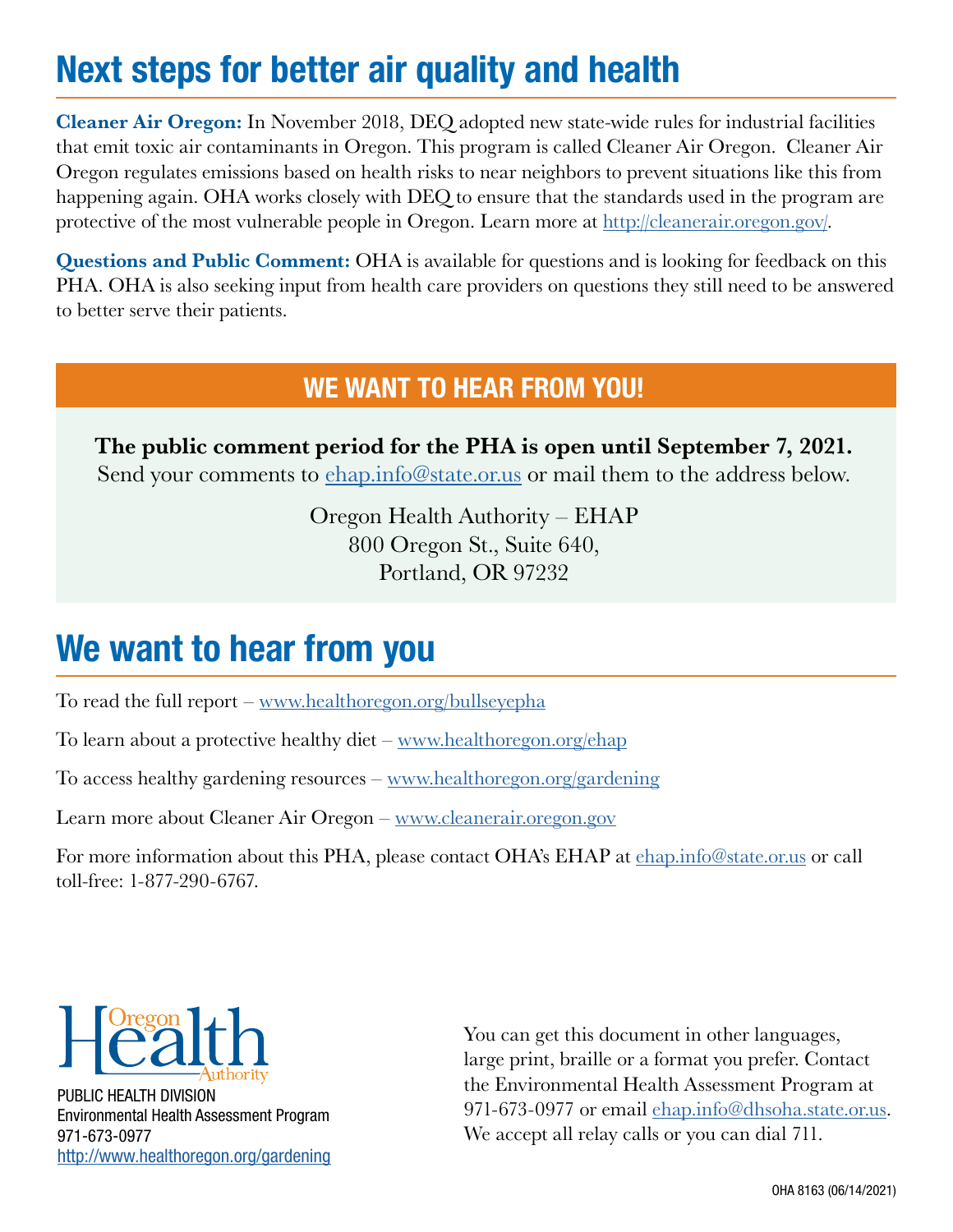# Next steps for better air quality and health

**Cleaner Air Oregon:** In November 2018, DEQ adopted new state-wide rules for industrial facilities that emit toxic air contaminants in Oregon. This program is called Cleaner Air Oregon. Cleaner Air Oregon regulates emissions based on health risks to near neighbors to prevent situations like this from happening again. OHA works closely with DEQ to ensure that the standards used in the program are protective of the most vulnerable people in Oregon. Learn more at http://cleanerair.oregon.gov/.

**Questions and Public Comment:** OHA is available for questions and is looking for feedback on this PHA. OHA is also seeking input from health care providers on questions they still need to be answered to better serve their patients.

## WE WANT TO HEAR FROM YOU!

**The public comment period for the PHA is open until September 7, 2021.**
Send your comments to ehap.info@state.or.us or mail them to the address below.

Oregon Health Authority – EHAP
800 Oregon St., Suite 640,
Portland, OR 97232

# We want to hear from you

To read the full report – www.healthoregon.org/bullseyepha

To learn about a protective healthy diet – www.healthoregon.org/ehap

To access healthy gardening resources – www.healthoregon.org/gardening

Learn more about Cleaner Air Oregon – www.cleanerair.oregon.gov

For more information about this PHA, please contact OHA's EHAP at ehap.info@state.or.us or call toll-free: 1-877-290-6767.

Oregon Health Authority

PUBLIC HEALTH DIVISION
Environmental Health Assessment Program
971-673-0977
http://www.healthoregon.org/gardening

You can get this document in other languages, large print, braille or a format you prefer. Contact the Environmental Health Assessment Program at 971-673-0977 or email ehap.info@dhsoha.state.or.us. We accept all relay calls or you can dial 711.

OHA 8163 (06/14/2021)